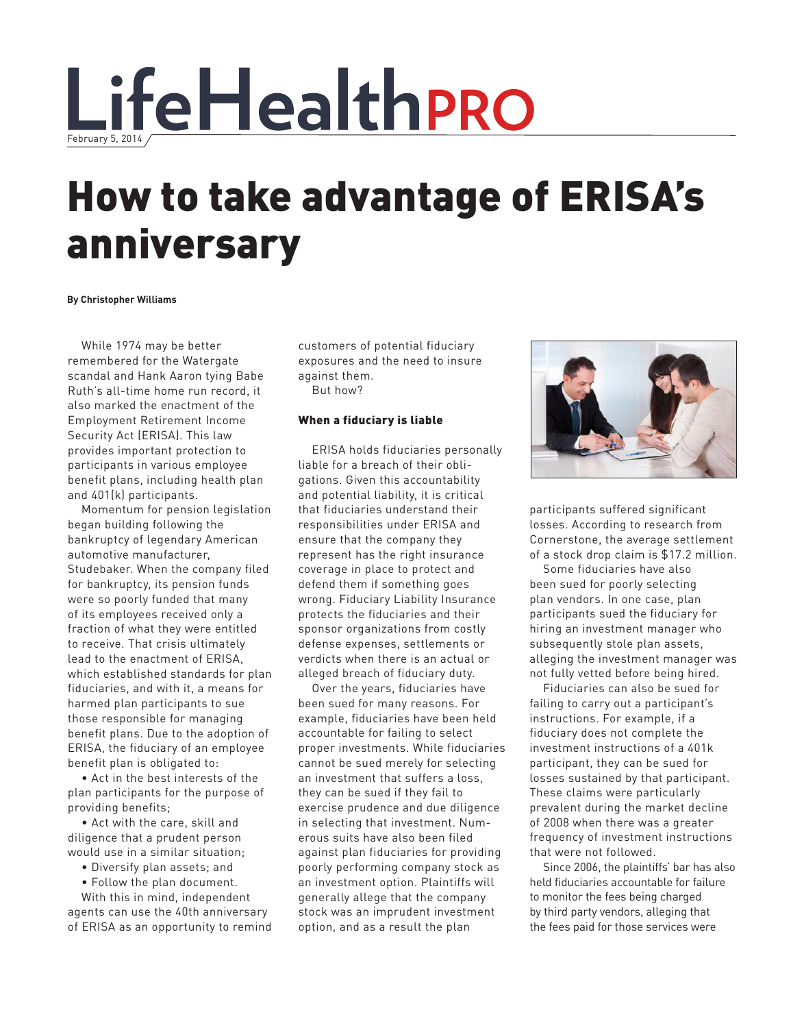# How to take advantage of ERISA's anniversary

**By Christopher Williams**

While 1974 may be better remembered for the Watergate scandal and Hank Aaron tying Babe Ruth's all-time home run record, it also marked the enactment of the Employment Retirement Income Security Act (ERISA). This law provides important protection to participants in various employee benefit plans, including health plan and 401(k) participants.

Momentum for pension legislation began building following the bankruptcy of legendary American automotive manufacturer, Studebaker. When the company filed for bankruptcy, its pension funds were so poorly funded that many of its employees received only a fraction of what they were entitled to receive. That crisis ultimately lead to the enactment of ERISA, which established standards for plan fiduciaries, and with it, a means for harmed plan participants to sue those responsible for managing benefit plans. Due to the adoption of ERISA, the fiduciary of an employee benefit plan is obligated to:

- Act in the best interests of the plan participants for the purpose of providing benefits;
- Act with the care, skill and diligence that a prudent person would use in a similar situation;
- Diversify plan assets; and
- Follow the plan document.

With this in mind, independent agents can use the 40th anniversary of ERISA as an opportunity to remind customers of potential fiduciary exposures and the need to insure against them.

But how?

#### When a fiduciary is liable

ERISA holds fiduciaries personally liable for a breach of their obligations. Given this accountability and potential liability, it is critical that fiduciaries understand their responsibilities under ERISA and ensure that the company they represent has the right insurance coverage in place to protect and defend them if something goes wrong. Fiduciary Liability Insurance protects the fiduciaries and their sponsor organizations from costly defense expenses, settlements or verdicts when there is an actual or alleged breach of fiduciary duty.

Over the years, fiduciaries have been sued for many reasons. For example, fiduciaries have been held accountable for failing to select proper investments. While fiduciaries cannot be sued merely for selecting an investment that suffers a loss, they can be sued if they fail to exercise prudence and due diligence in selecting that investment. Numerous suits have also been filed against plan fiduciaries for providing poorly performing company stock as an investment option. Plaintiffs will generally allege that the company stock was an imprudent investment option, and as a result the plan participants suffered significant losses. According to research from Cornerstone, the average settlement of a stock drop claim is $17.2 million.

Some fiduciaries have also been sued for poorly selecting plan vendors. In one case, plan participants sued the fiduciary for hiring an investment manager who subsequently stole plan assets, alleging the investment manager was not fully vetted before being hired.

Fiduciaries can also be sued for failing to carry out a participant's instructions. For example, if a fiduciary does not complete the investment instructions of a 401k participant, they can be sued for losses sustained by that participant. These claims were particularly prevalent during the market decline of 2008 when there was a greater frequency of investment instructions that were not followed.

Since 2006, the plaintiffs' bar has also held fiduciaries accountable for failure to monitor the fees being charged by third party vendors, alleging that the fees paid for those services were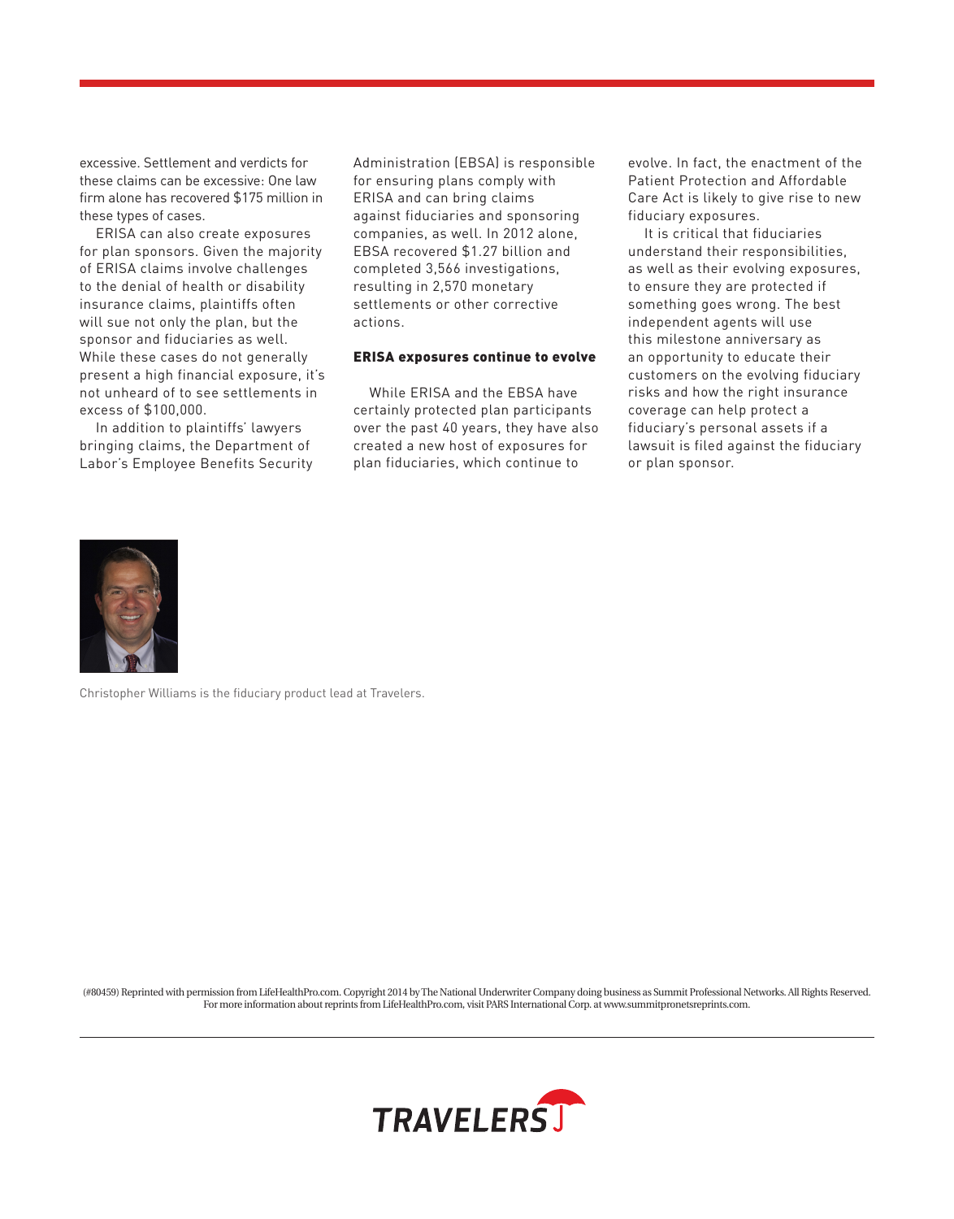excessive. Settlement and verdicts for these claims can be excessive: One law firm alone has recovered $175 million in these types of cases.

ERISA can also create exposures for plan sponsors. Given the majority of ERISA claims involve challenges to the denial of health or disability insurance claims, plaintiffs often will sue not only the plan, but the sponsor and fiduciaries as well. While these cases do not generally present a high financial exposure, it's not unheard of to see settlements in excess of $100,000.

In addition to plaintiffs' lawyers bringing claims, the Department of Labor's Employee Benefits Security Administration (EBSA) is responsible for ensuring plans comply with ERISA and can bring claims against fiduciaries and sponsoring companies, as well. In 2012 alone, EBSA recovered $1.27 billion and completed 3,566 investigations, resulting in 2,570 monetary settlements or other corrective actions.

## ERISA exposures continue to evolve

While ERISA and the EBSA have certainly protected plan participants over the past 40 years, they have also created a new host of exposures for plan fiduciaries, which continue to evolve. In fact, the enactment of the Patient Protection and Affordable Care Act is likely to give rise to new fiduciary exposures.

It is critical that fiduciaries understand their responsibilities, as well as their evolving exposures, to ensure they are protected if something goes wrong. The best independent agents will use this milestone anniversary as an opportunity to educate their customers on the evolving fiduciary risks and how the right insurance coverage can help protect a fiduciary's personal assets if a lawsuit is filed against the fiduciary or plan sponsor.

Christopher Williams is the fiduciary product lead at Travelers.

(#80459) Reprinted with permission from LifeHealthPro.com. Copyright 2014 by The National Underwriter Company doing business as Summit Professional Networks. All Rights Reserved. For more information about reprints from LifeHealthPro.com, visit PARS International Corp. at www.summitpronetsreprints.com.

TRAVELERS